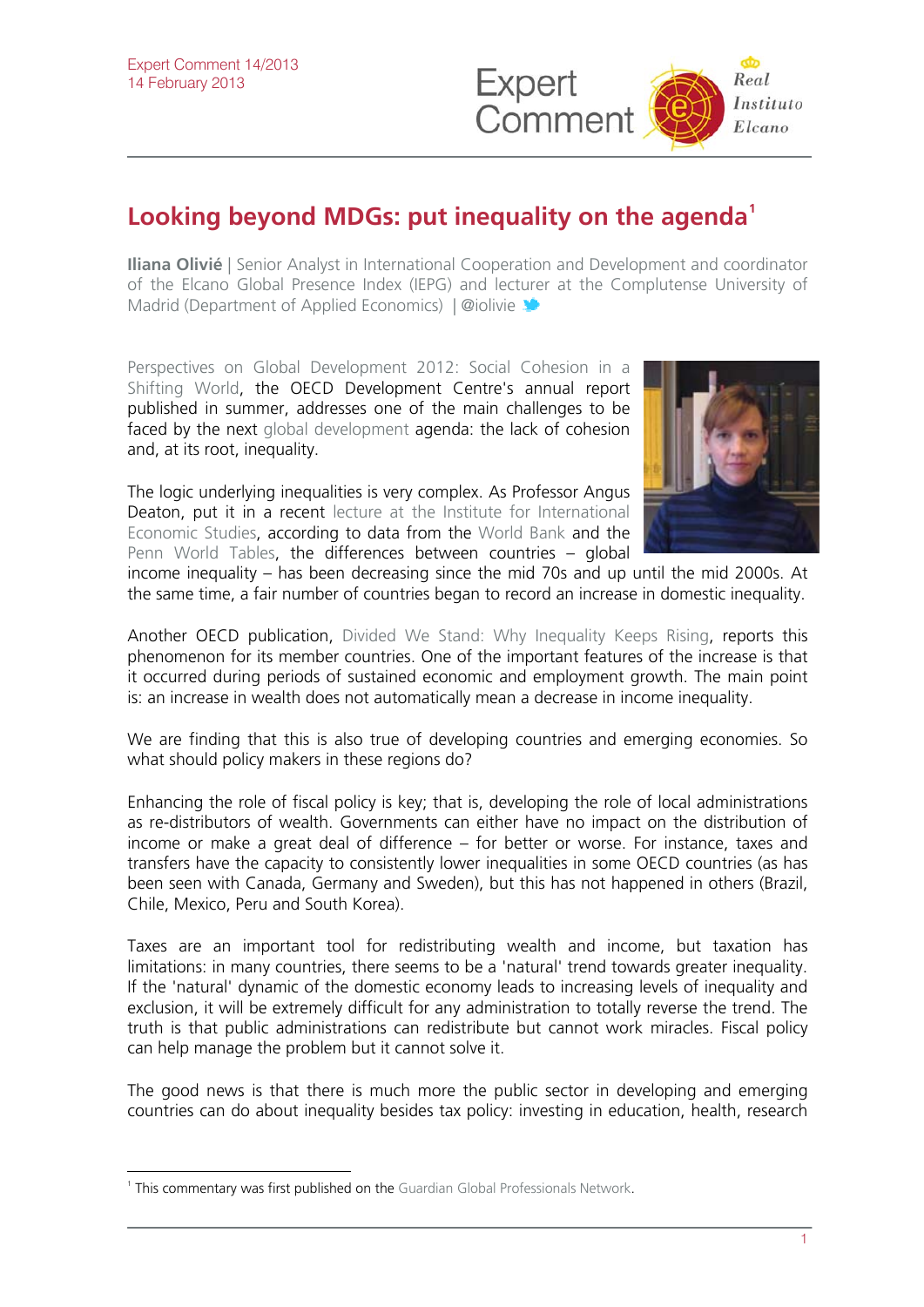Expert Comment 14/2013
14 February 2013

# Looking beyond MDGs: put inequality on the agenda[1]

**Iliana Olivié** | Senior Analyst in International Cooperation and Development and coordinator of the Elcano Global Presence Index (IEPG) and lecturer at the Complutense University of Madrid (Department of Applied Economics) | @iolivie

Perspectives on Global Development 2012: Social Cohesion in a Shifting World, the OECD Development Centre's annual report published in summer, addresses one of the main challenges to be faced by the next global development agenda: the lack of cohesion and, at its root, inequality.

The logic underlying inequalities is very complex. As Professor Angus Deaton, put it in a recent lecture at the Institute for International Economic Studies, according to data from the World Bank and the Penn World Tables, the differences between countries – global income inequality – has been decreasing since the mid 70s and up until the mid 2000s. At the same time, a fair number of countries began to record an increase in domestic inequality.

Another OECD publication, Divided We Stand: Why Inequality Keeps Rising, reports this phenomenon for its member countries. One of the important features of the increase is that it occurred during periods of sustained economic and employment growth. The main point is: an increase in wealth does not automatically mean a decrease in income inequality.

We are finding that this is also true of developing countries and emerging economies. So what should policy makers in these regions do?

Enhancing the role of fiscal policy is key; that is, developing the role of local administrations as re-distributors of wealth. Governments can either have no impact on the distribution of income or make a great deal of difference – for better or worse. For instance, taxes and transfers have the capacity to consistently lower inequalities in some OECD countries (as has been seen with Canada, Germany and Sweden), but this has not happened in others (Brazil, Chile, Mexico, Peru and South Korea).

Taxes are an important tool for redistributing wealth and income, but taxation has limitations: in many countries, there seems to be a 'natural' trend towards greater inequality. If the 'natural' dynamic of the domestic economy leads to increasing levels of inequality and exclusion, it will be extremely difficult for any administration to totally reverse the trend. The truth is that public administrations can redistribute but cannot work miracles. Fiscal policy can help manage the problem but it cannot solve it.

The good news is that there is much more the public sector in developing and emerging countries can do about inequality besides tax policy: investing in education, health, research

---

[1] This commentary was first published on the Guardian Global Professionals Network.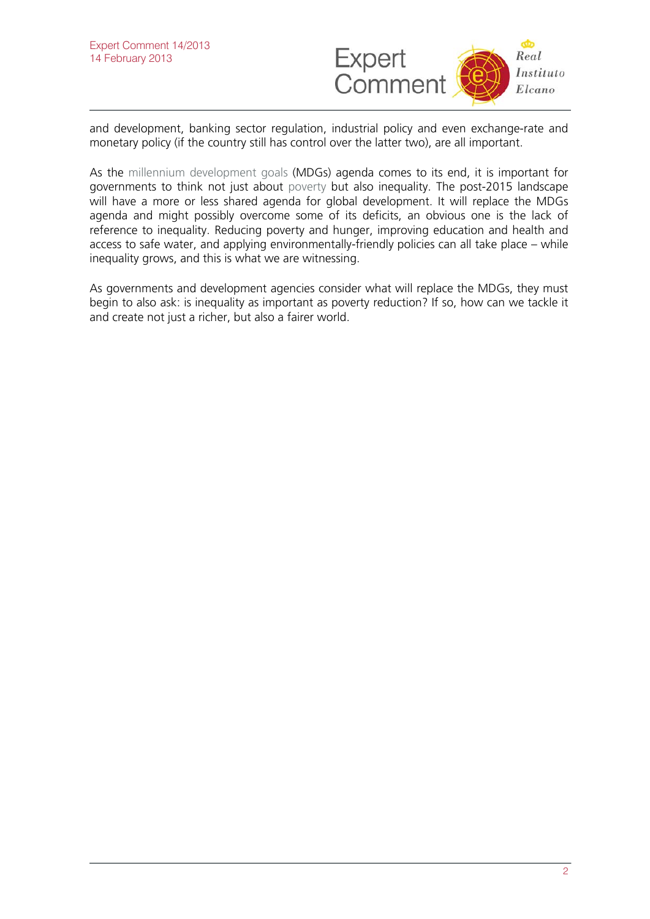and development, banking sector regulation, industrial policy and even exchange-rate and monetary policy (if the country still has control over the latter two), are all important.

As the millennium development goals (MDGs) agenda comes to its end, it is important for governments to think not just about poverty but also inequality. The post-2015 landscape will have a more or less shared agenda for global development. It will replace the MDGs agenda and might possibly overcome some of its deficits, an obvious one is the lack of reference to inequality. Reducing poverty and hunger, improving education and health and access to safe water, and applying environmentally-friendly policies can all take place – while inequality grows, and this is what we are witnessing.

As governments and development agencies consider what will replace the MDGs, they must begin to also ask: is inequality as important as poverty reduction? If so, how can we tackle it and create not just a richer, but also a fairer world.